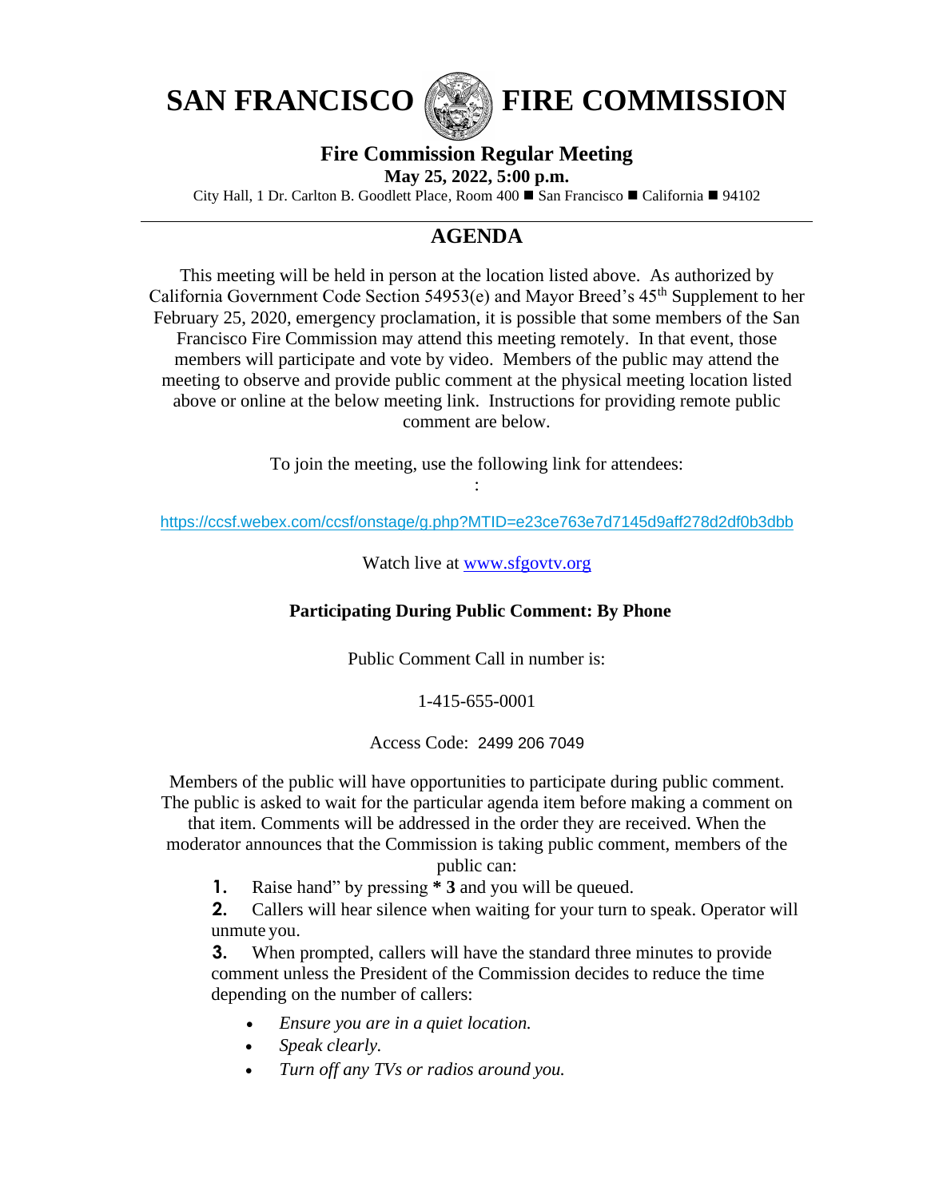# SAN FRANCISCO FIRE COMMISSION

## Fire Commission Regular Meeting

**May 25, 2022, 5:00 p.m.**

City Hall, 1 Dr. Carlton B. Goodlett Place, Room 400 ■ San Francisco ■ California ■ 94102

---

## AGENDA

This meeting will be held in person at the location listed above. As authorized by California Government Code Section 54953(e) and Mayor Breed's 45th Supplement to her February 25, 2020, emergency proclamation, it is possible that some members of the San Francisco Fire Commission may attend this meeting remotely. In that event, those members will participate and vote by video. Members of the public may attend the meeting to observe and provide public comment at the physical meeting location listed above or online at the below meeting link. Instructions for providing remote public comment are below.

To join the meeting, use the following link for attendees:

:

https://ccsf.webex.com/ccsf/onstage/g.php?MTID=e23ce763e7d7145d9aff278d2df0b3dbb

Watch live at www.sfgovtv.org

**Participating During Public Comment: By Phone**

Public Comment Call in number is:

1-415-655-0001

Access Code: 2499 206 7049

Members of the public will have opportunities to participate during public comment. The public is asked to wait for the particular agenda item before making a comment on that item. Comments will be addressed in the order they are received. When the moderator announces that the Commission is taking public comment, members of the public can:

1. Raise hand" by pressing **\* 3** and you will be queued.
2. Callers will hear silence when waiting for your turn to speak. Operator will unmute you.
3. When prompted, callers will have the standard three minutes to provide comment unless the President of the Commission decides to reduce the time depending on the number of callers:
   - *Ensure you are in a quiet location.*
   - *Speak clearly.*
   - *Turn off any TVs or radios around you.*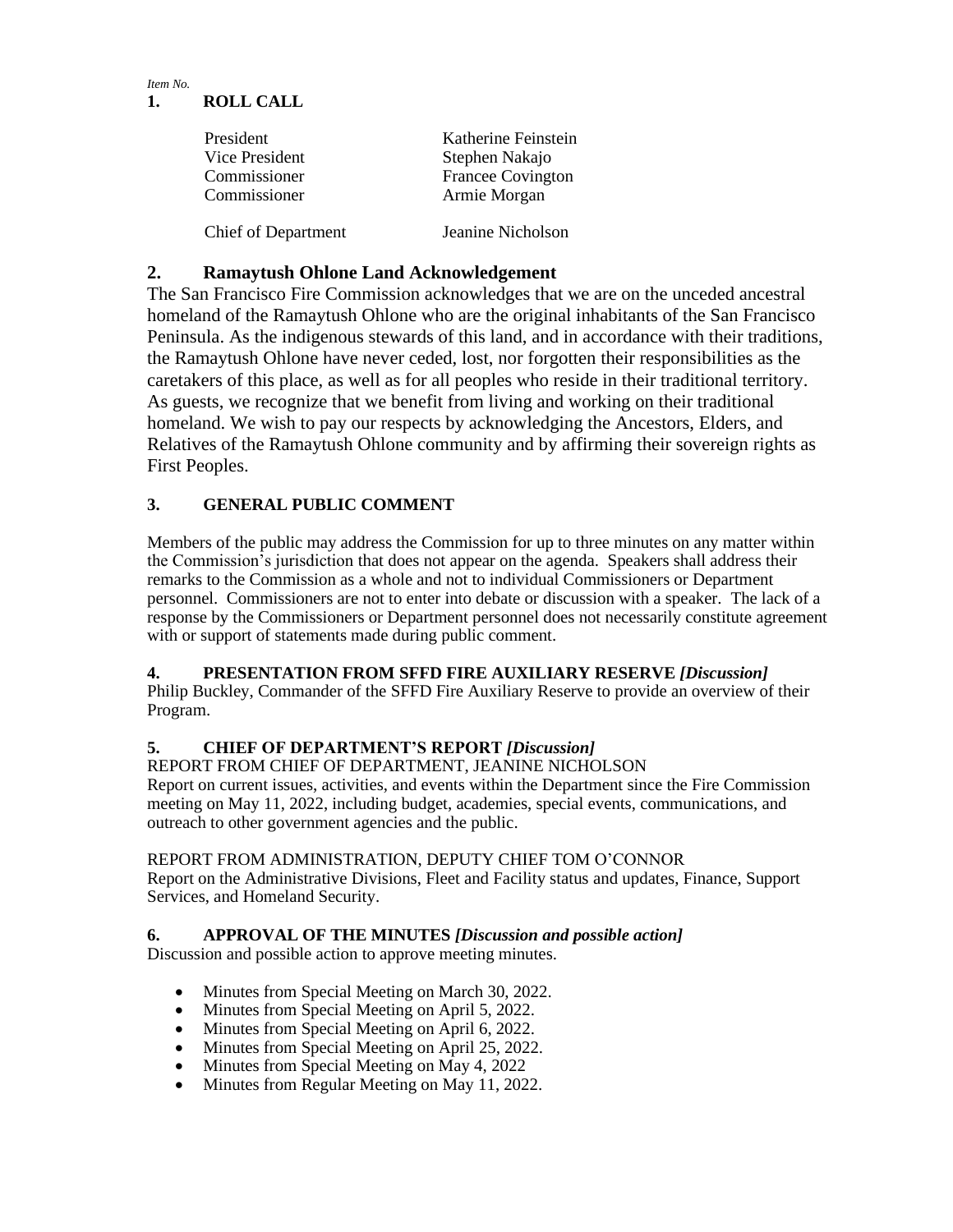*Item No.*

**1. ROLL CALL**

| | |
|---|---|
| President | Katherine Feinstein |
| Vice President | Stephen Nakajo |
| Commissioner | Francee Covington |
| Commissioner | Armie Morgan |
| Chief of Department | Jeanine Nicholson |

## 2. Ramaytush Ohlone Land Acknowledgement

The San Francisco Fire Commission acknowledges that we are on the unceded ancestral homeland of the Ramaytush Ohlone who are the original inhabitants of the San Francisco Peninsula. As the indigenous stewards of this land, and in accordance with their traditions, the Ramaytush Ohlone have never ceded, lost, nor forgotten their responsibilities as the caretakers of this place, as well as for all peoples who reside in their traditional territory. As guests, we recognize that we benefit from living and working on their traditional homeland. We wish to pay our respects by acknowledging the Ancestors, Elders, and Relatives of the Ramaytush Ohlone community and by affirming their sovereign rights as First Peoples.

**3. GENERAL PUBLIC COMMENT**

Members of the public may address the Commission for up to three minutes on any matter within the Commission's jurisdiction that does not appear on the agenda. Speakers shall address their remarks to the Commission as a whole and not to individual Commissioners or Department personnel. Commissioners are not to enter into debate or discussion with a speaker. The lack of a response by the Commissioners or Department personnel does not necessarily constitute agreement with or support of statements made during public comment.

**4. PRESENTATION FROM SFFD FIRE AUXILIARY RESERVE *[Discussion]***

Philip Buckley, Commander of the SFFD Fire Auxiliary Reserve to provide an overview of their Program.

**5. CHIEF OF DEPARTMENT'S REPORT *[Discussion]***

REPORT FROM CHIEF OF DEPARTMENT, JEANINE NICHOLSON

Report on current issues, activities, and events within the Department since the Fire Commission meeting on May 11, 2022, including budget, academies, special events, communications, and outreach to other government agencies and the public.

REPORT FROM ADMINISTRATION, DEPUTY CHIEF TOM O'CONNOR

Report on the Administrative Divisions, Fleet and Facility status and updates, Finance, Support Services, and Homeland Security.

**6. APPROVAL OF THE MINUTES *[Discussion and possible action]***

Discussion and possible action to approve meeting minutes.

- Minutes from Special Meeting on March 30, 2022.
- Minutes from Special Meeting on April 5, 2022.
- Minutes from Special Meeting on April 6, 2022.
- Minutes from Special Meeting on April 25, 2022.
- Minutes from Special Meeting on May 4, 2022
- Minutes from Regular Meeting on May 11, 2022.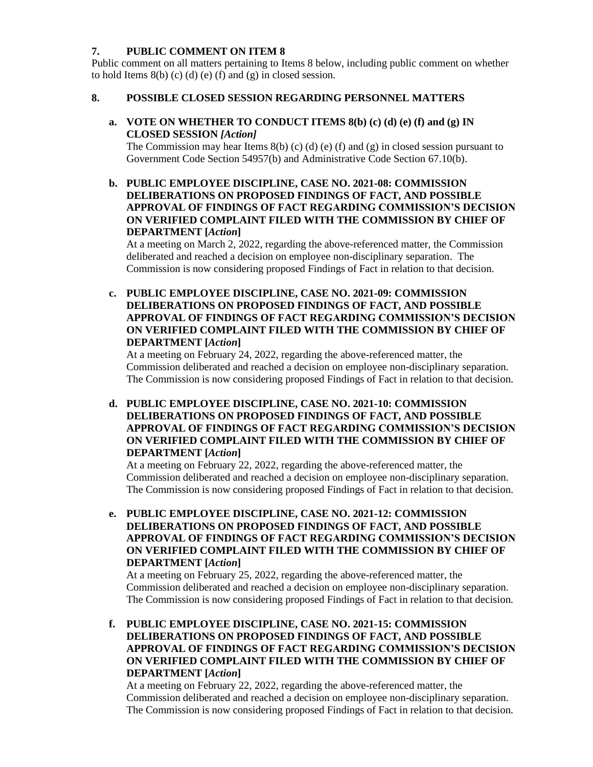## 7. PUBLIC COMMENT ON ITEM 8

Public comment on all matters pertaining to Items 8 below, including public comment on whether to hold Items 8(b) (c) (d) (e) (f) and (g) in closed session.

## 8. POSSIBLE CLOSED SESSION REGARDING PERSONNEL MATTERS

**a. VOTE ON WHETHER TO CONDUCT ITEMS 8(b) (c) (d) (e) (f) and (g) IN CLOSED SESSION *[Action]***

The Commission may hear Items 8(b) (c) (d) (e) (f) and (g) in closed session pursuant to Government Code Section 54957(b) and Administrative Code Section 67.10(b).

**b. PUBLIC EMPLOYEE DISCIPLINE, CASE NO. 2021-08: COMMISSION DELIBERATIONS ON PROPOSED FINDINGS OF FACT, AND POSSIBLE APPROVAL OF FINDINGS OF FACT REGARDING COMMISSION'S DECISION ON VERIFIED COMPLAINT FILED WITH THE COMMISSION BY CHIEF OF DEPARTMENT [*Action*]**

At a meeting on March 2, 2022, regarding the above-referenced matter, the Commission deliberated and reached a decision on employee non-disciplinary separation. The Commission is now considering proposed Findings of Fact in relation to that decision.

**c. PUBLIC EMPLOYEE DISCIPLINE, CASE NO. 2021-09: COMMISSION DELIBERATIONS ON PROPOSED FINDINGS OF FACT, AND POSSIBLE APPROVAL OF FINDINGS OF FACT REGARDING COMMISSION'S DECISION ON VERIFIED COMPLAINT FILED WITH THE COMMISSION BY CHIEF OF DEPARTMENT [*Action*]**

At a meeting on February 24, 2022, regarding the above-referenced matter, the Commission deliberated and reached a decision on employee non-disciplinary separation. The Commission is now considering proposed Findings of Fact in relation to that decision.

**d. PUBLIC EMPLOYEE DISCIPLINE, CASE NO. 2021-10: COMMISSION DELIBERATIONS ON PROPOSED FINDINGS OF FACT, AND POSSIBLE APPROVAL OF FINDINGS OF FACT REGARDING COMMISSION'S DECISION ON VERIFIED COMPLAINT FILED WITH THE COMMISSION BY CHIEF OF DEPARTMENT [*Action*]**

At a meeting on February 22, 2022, regarding the above-referenced matter, the Commission deliberated and reached a decision on employee non-disciplinary separation. The Commission is now considering proposed Findings of Fact in relation to that decision.

**e. PUBLIC EMPLOYEE DISCIPLINE, CASE NO. 2021-12: COMMISSION DELIBERATIONS ON PROPOSED FINDINGS OF FACT, AND POSSIBLE APPROVAL OF FINDINGS OF FACT REGARDING COMMISSION'S DECISION ON VERIFIED COMPLAINT FILED WITH THE COMMISSION BY CHIEF OF DEPARTMENT [*Action*]**

At a meeting on February 25, 2022, regarding the above-referenced matter, the Commission deliberated and reached a decision on employee non-disciplinary separation. The Commission is now considering proposed Findings of Fact in relation to that decision.

**f. PUBLIC EMPLOYEE DISCIPLINE, CASE NO. 2021-15: COMMISSION DELIBERATIONS ON PROPOSED FINDINGS OF FACT, AND POSSIBLE APPROVAL OF FINDINGS OF FACT REGARDING COMMISSION'S DECISION ON VERIFIED COMPLAINT FILED WITH THE COMMISSION BY CHIEF OF DEPARTMENT [*Action*]**

At a meeting on February 22, 2022, regarding the above-referenced matter, the Commission deliberated and reached a decision on employee non-disciplinary separation. The Commission is now considering proposed Findings of Fact in relation to that decision.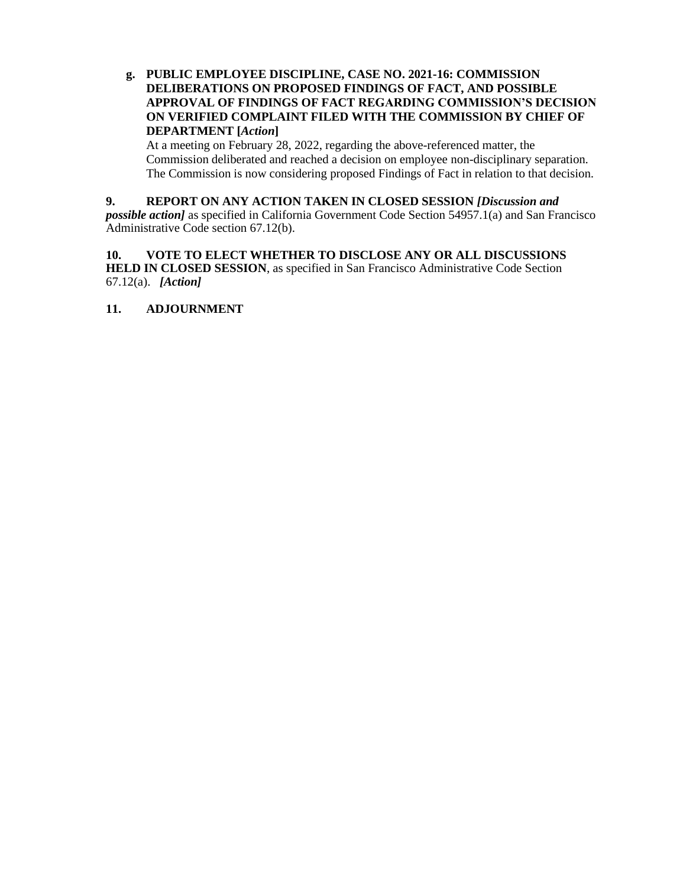**g. PUBLIC EMPLOYEE DISCIPLINE, CASE NO. 2021-16: COMMISSION DELIBERATIONS ON PROPOSED FINDINGS OF FACT, AND POSSIBLE APPROVAL OF FINDINGS OF FACT REGARDING COMMISSION'S DECISION ON VERIFIED COMPLAINT FILED WITH THE COMMISSION BY CHIEF OF DEPARTMENT [*Action*]**

At a meeting on February 28, 2022, regarding the above-referenced matter, the Commission deliberated and reached a decision on employee non-disciplinary separation. The Commission is now considering proposed Findings of Fact in relation to that decision.

**9. REPORT ON ANY ACTION TAKEN IN CLOSED SESSION *[Discussion and possible action]*** as specified in California Government Code Section 54957.1(a) and San Francisco Administrative Code section 67.12(b).

**10. VOTE TO ELECT WHETHER TO DISCLOSE ANY OR ALL DISCUSSIONS HELD IN CLOSED SESSION**, as specified in San Francisco Administrative Code Section 67.12(a). ***[Action]***

**11. ADJOURNMENT**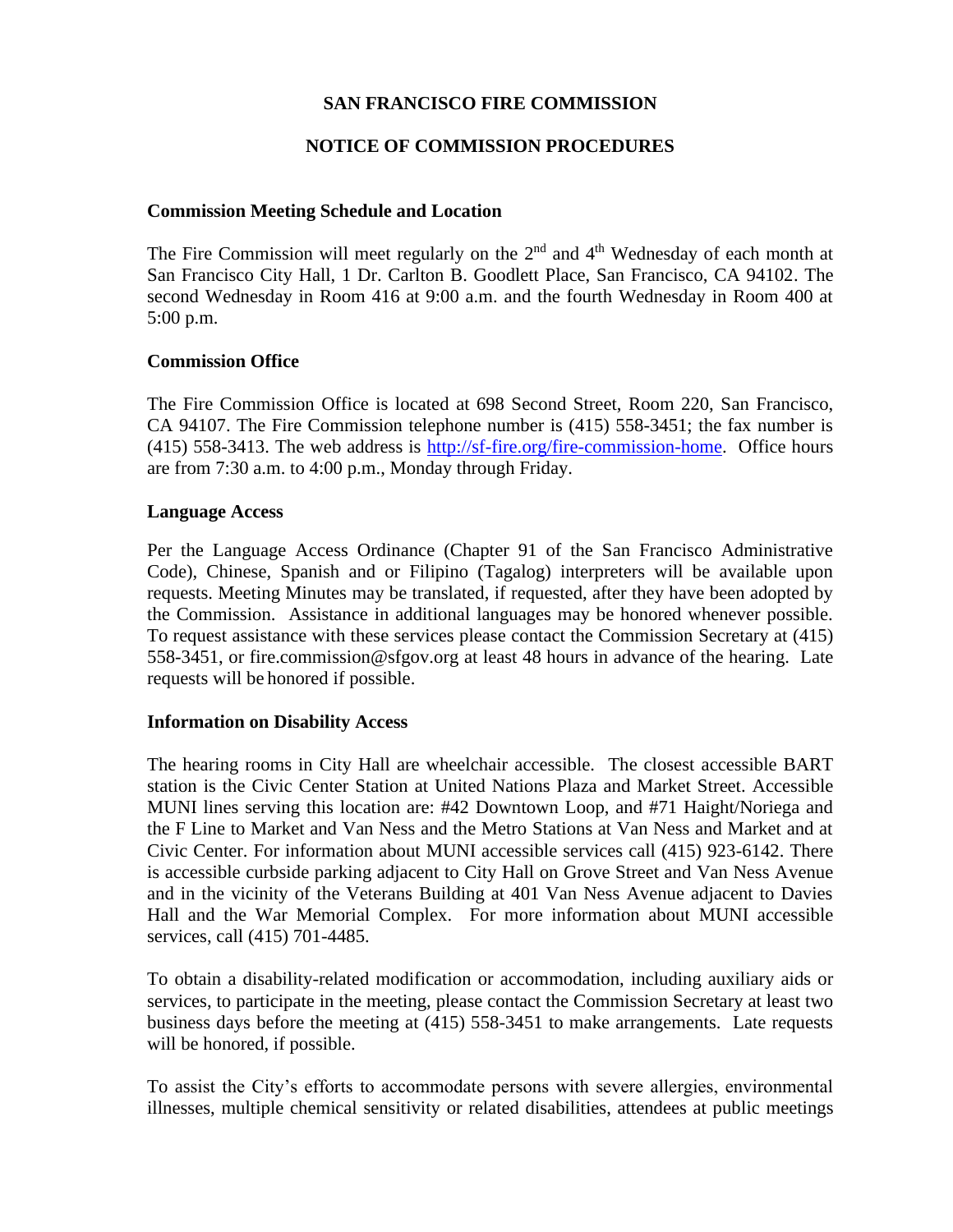## SAN FRANCISCO FIRE COMMISSION

## NOTICE OF COMMISSION PROCEDURES

### Commission Meeting Schedule and Location

The Fire Commission will meet regularly on the 2nd and 4th Wednesday of each month at San Francisco City Hall, 1 Dr. Carlton B. Goodlett Place, San Francisco, CA 94102. The second Wednesday in Room 416 at 9:00 a.m. and the fourth Wednesday in Room 400 at 5:00 p.m.

### Commission Office

The Fire Commission Office is located at 698 Second Street, Room 220, San Francisco, CA 94107. The Fire Commission telephone number is (415) 558-3451; the fax number is (415) 558-3413. The web address is [http://sf-fire.org/fire-commission-home](http://sf-fire.org/fire-commission-home). Office hours are from 7:30 a.m. to 4:00 p.m., Monday through Friday.

### Language Access

Per the Language Access Ordinance (Chapter 91 of the San Francisco Administrative Code), Chinese, Spanish and or Filipino (Tagalog) interpreters will be available upon requests. Meeting Minutes may be translated, if requested, after they have been adopted by the Commission. Assistance in additional languages may be honored whenever possible. To request assistance with these services please contact the Commission Secretary at (415) 558-3451, or fire.commission@sfgov.org at least 48 hours in advance of the hearing. Late requests will be honored if possible.

### Information on Disability Access

The hearing rooms in City Hall are wheelchair accessible. The closest accessible BART station is the Civic Center Station at United Nations Plaza and Market Street. Accessible MUNI lines serving this location are: #42 Downtown Loop, and #71 Haight/Noriega and the F Line to Market and Van Ness and the Metro Stations at Van Ness and Market and at Civic Center. For information about MUNI accessible services call (415) 923-6142. There is accessible curbside parking adjacent to City Hall on Grove Street and Van Ness Avenue and in the vicinity of the Veterans Building at 401 Van Ness Avenue adjacent to Davies Hall and the War Memorial Complex. For more information about MUNI accessible services, call (415) 701-4485.

To obtain a disability-related modification or accommodation, including auxiliary aids or services, to participate in the meeting, please contact the Commission Secretary at least two business days before the meeting at (415) 558-3451 to make arrangements. Late requests will be honored, if possible.

To assist the City's efforts to accommodate persons with severe allergies, environmental illnesses, multiple chemical sensitivity or related disabilities, attendees at public meetings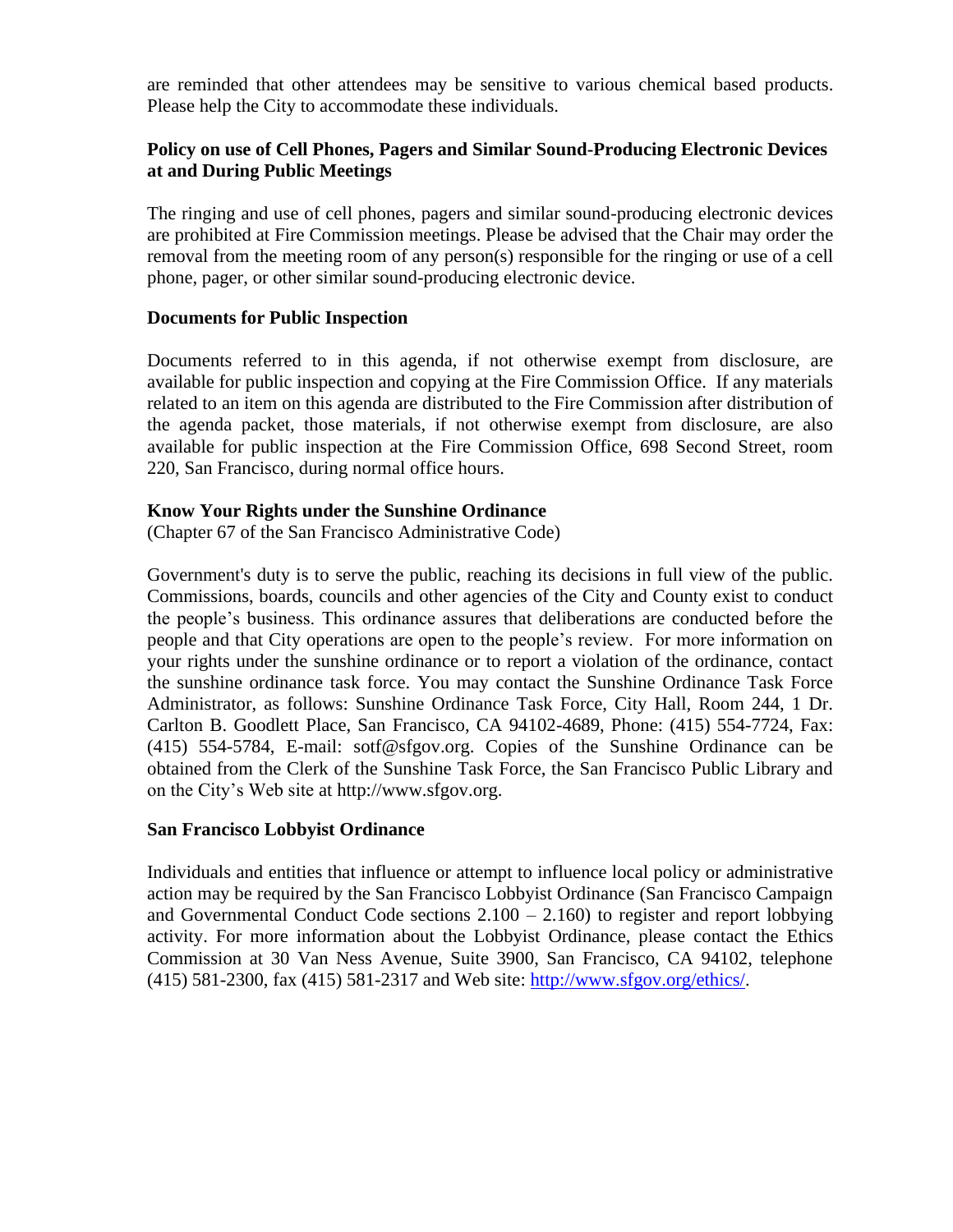are reminded that other attendees may be sensitive to various chemical based products. Please help the City to accommodate these individuals.

**Policy on use of Cell Phones, Pagers and Similar Sound-Producing Electronic Devices at and During Public Meetings**

The ringing and use of cell phones, pagers and similar sound-producing electronic devices are prohibited at Fire Commission meetings. Please be advised that the Chair may order the removal from the meeting room of any person(s) responsible for the ringing or use of a cell phone, pager, or other similar sound-producing electronic device.

**Documents for Public Inspection**

Documents referred to in this agenda, if not otherwise exempt from disclosure, are available for public inspection and copying at the Fire Commission Office. If any materials related to an item on this agenda are distributed to the Fire Commission after distribution of the agenda packet, those materials, if not otherwise exempt from disclosure, are also available for public inspection at the Fire Commission Office, 698 Second Street, room 220, San Francisco, during normal office hours.

**Know Your Rights under the Sunshine Ordinance**
(Chapter 67 of the San Francisco Administrative Code)

Government's duty is to serve the public, reaching its decisions in full view of the public. Commissions, boards, councils and other agencies of the City and County exist to conduct the people's business. This ordinance assures that deliberations are conducted before the people and that City operations are open to the people's review. For more information on your rights under the sunshine ordinance or to report a violation of the ordinance, contact the sunshine ordinance task force. You may contact the Sunshine Ordinance Task Force Administrator, as follows: Sunshine Ordinance Task Force, City Hall, Room 244, 1 Dr. Carlton B. Goodlett Place, San Francisco, CA 94102-4689, Phone: (415) 554-7724, Fax: (415) 554-5784, E-mail: sotf@sfgov.org. Copies of the Sunshine Ordinance can be obtained from the Clerk of the Sunshine Task Force, the San Francisco Public Library and on the City's Web site at http://www.sfgov.org.

**San Francisco Lobbyist Ordinance**

Individuals and entities that influence or attempt to influence local policy or administrative action may be required by the San Francisco Lobbyist Ordinance (San Francisco Campaign and Governmental Conduct Code sections 2.100 – 2.160) to register and report lobbying activity. For more information about the Lobbyist Ordinance, please contact the Ethics Commission at 30 Van Ness Avenue, Suite 3900, San Francisco, CA 94102, telephone (415) 581-2300, fax (415) 581-2317 and Web site: [http://www.sfgov.org/ethics/](http://www.sfgov.org/ethics/).